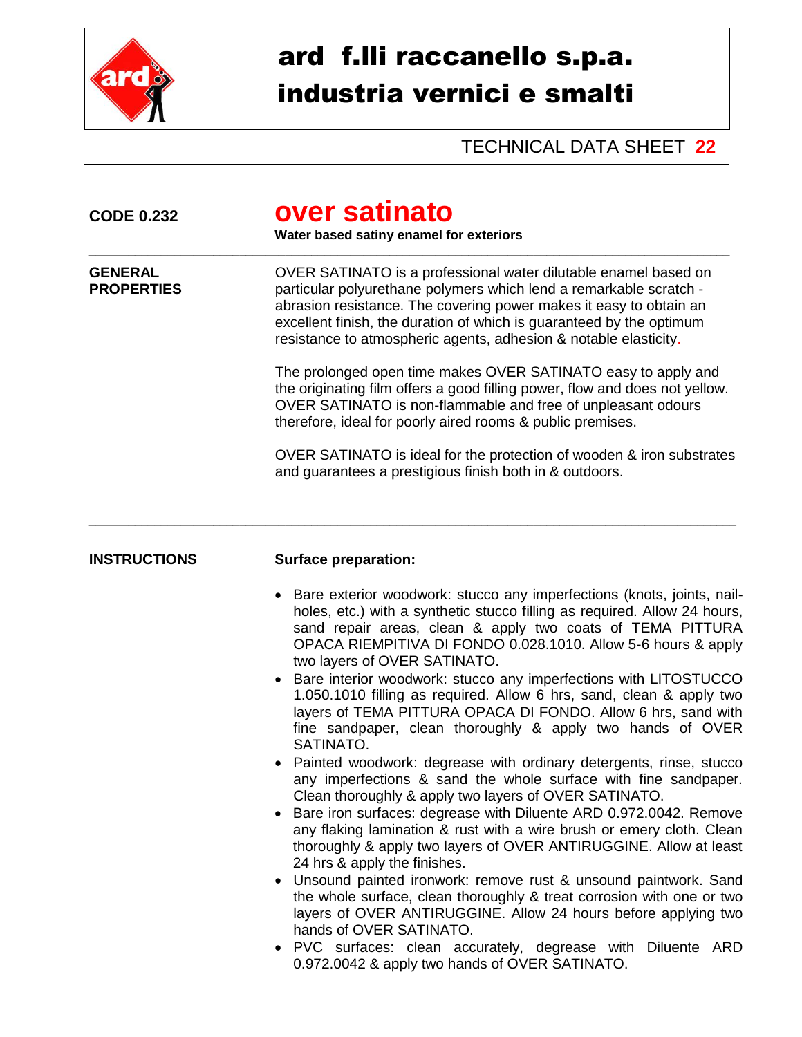# ard f.lli raccanello s.p.a.
# industria vernici e smalti

TECHNICAL DATA SHEET **22**

**CODE 0.232**

## over satinato

**Water based satiny enamel for exteriors**

---

**GENERAL PROPERTIES**

OVER SATINATO is a professional water dilutable enamel based on particular polyurethane polymers which lend a remarkable scratch - abrasion resistance. The covering power makes it easy to obtain an excellent finish, the duration of which is guaranteed by the optimum resistance to atmospheric agents, adhesion & notable elasticity.

The prolonged open time makes OVER SATINATO easy to apply and the originating film offers a good filling power, flow and does not yellow. OVER SATINATO is non-flammable and free of unpleasant odours therefore, ideal for poorly aired rooms & public premises.

OVER SATINATO is ideal for the protection of wooden & iron substrates and guarantees a prestigious finish both in & outdoors.

---

**INSTRUCTIONS**

**Surface preparation:**

- Bare exterior woodwork: stucco any imperfections (knots, joints, nail-holes, etc.) with a synthetic stucco filling as required. Allow 24 hours, sand repair areas, clean & apply two coats of TEMA PITTURA OPACA RIEMPITIVA DI FONDO 0.028.1010. Allow 5-6 hours & apply two layers of OVER SATINATO.
- Bare interior woodwork: stucco any imperfections with LITOSTUCCO 1.050.1010 filling as required. Allow 6 hrs, sand, clean & apply two layers of TEMA PITTURA OPACA DI FONDO. Allow 6 hrs, sand with fine sandpaper, clean thoroughly & apply two hands of OVER SATINATO.
- Painted woodwork: degrease with ordinary detergents, rinse, stucco any imperfections & sand the whole surface with fine sandpaper. Clean thoroughly & apply two layers of OVER SATINATO.
- Bare iron surfaces: degrease with Diluente ARD 0.972.0042. Remove any flaking lamination & rust with a wire brush or emery cloth. Clean thoroughly & apply two layers of OVER ANTIRUGGINE. Allow at least 24 hrs & apply the finishes.
- Unsound painted ironwork: remove rust & unsound paintwork. Sand the whole surface, clean thoroughly & treat corrosion with one or two layers of OVER ANTIRUGGINE. Allow 24 hours before applying two hands of OVER SATINATO.
- PVC surfaces: clean accurately, degrease with Diluente ARD 0.972.0042 & apply two hands of OVER SATINATO.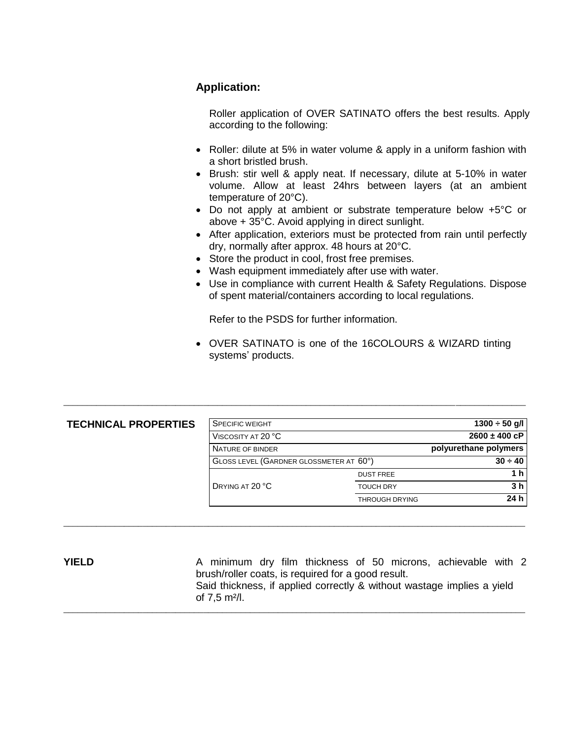## Application:

Roller application of OVER SATINATO offers the best results. Apply according to the following:

- Roller: dilute at 5% in water volume & apply in a uniform fashion with a short bristled brush.
- Brush: stir well & apply neat. If necessary, dilute at 5-10% in water volume. Allow at least 24hrs between layers (at an ambient temperature of 20°C).
- Do not apply at ambient or substrate temperature below +5°C or above + 35°C. Avoid applying in direct sunlight.
- After application, exteriors must be protected from rain until perfectly dry, normally after approx. 48 hours at 20°C.
- Store the product in cool, frost free premises.
- Wash equipment immediately after use with water.
- Use in compliance with current Health & Safety Regulations. Dispose of spent material/containers according to local regulations.

Refer to the PSDS for further information.

- OVER SATINATO is one of the 16COLOURS & WIZARD tinting systems' products.

---

**TECHNICAL PROPERTIES**

| Property | | Value |
|---|---|---|
| SPECIFIC WEIGHT | | **1300 ÷ 50 g/l** |
| VISCOSITY AT 20 °C | | **2600 ± 400 cP** |
| NATURE OF BINDER | | **polyurethane polymers** |
| GLOSS LEVEL (GARDNER GLOSSMETER AT 60°) | | **30 ÷ 40** |
| DRYING AT 20 °C | DUST FREE | **1 h** |
| | TOUCH DRY | **3 h** |
| | THROUGH DRYING | **24 h** |

---

**YIELD**

A minimum dry film thickness of 50 microns, achievable with 2 brush/roller coats, is required for a good result.
Said thickness, if applied correctly & without wastage implies a yield of 7,5 m²/l.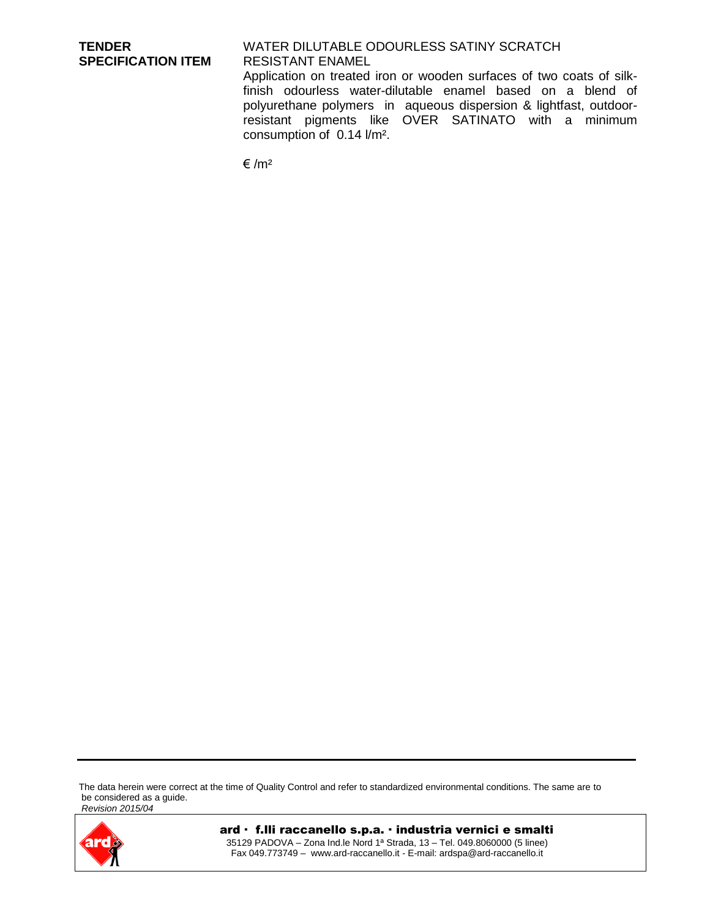**TENDER SPECIFICATION ITEM**

WATER DILUTABLE ODOURLESS SATINY SCRATCH RESISTANT ENAMEL

Application on treated iron or wooden surfaces of two coats of silk-finish odourless water-dilutable enamel based on a blend of polyurethane polymers in aqueous dispersion & lightfast, outdoor-resistant pigments like OVER SATINATO with a minimum consumption of 0.14 l/m².

€ /m²

The data herein were correct at the time of Quality Control and refer to standardized environmental conditions. The same are to be considered as a guide.

*Revision 2015/04*

**ard · f.lli raccanello s.p.a. · industria vernici e smalti**

35129 PADOVA – Zona Ind.le Nord 1ª Strada, 13 – Tel. 049.8060000 (5 linee)
Fax 049.773749 – www.ard-raccanello.it - E-mail: ardspa@ard-raccanello.it